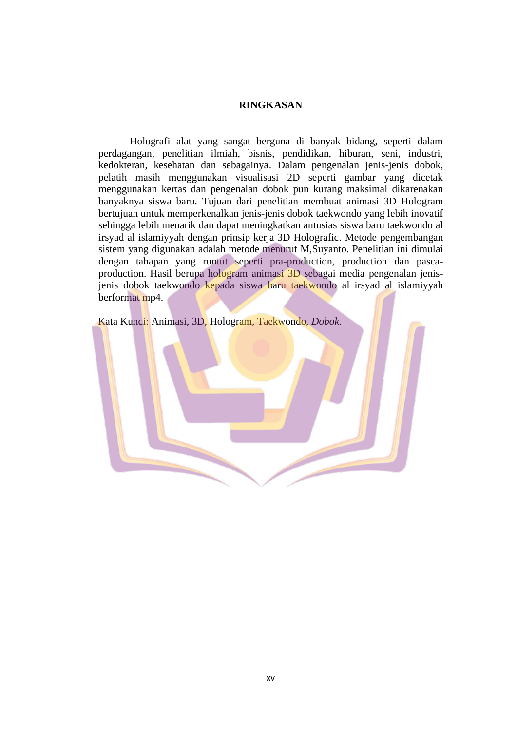# RINGKASAN

Holografi alat yang sangat berguna di banyak bidang, seperti dalam perdagangan, penelitian ilmiah, bisnis, pendidikan, hiburan, seni, industri, kedokteran, kesehatan dan sebagainya. Dalam pengenalan jenis-jenis dobok, pelatih masih menggunakan visualisasi 2D seperti gambar yang dicetak menggunakan kertas dan pengenalan dobok pun kurang maksimal dikarenakan banyaknya siswa baru. Tujuan dari penelitian membuat animasi 3D Hologram bertujuan untuk memperkenalkan jenis-jenis dobok taekwondo yang lebih inovatif sehingga lebih menarik dan dapat meningkatkan antusias siswa baru taekwondo al irsyad al islamiyyah dengan prinsip kerja 3D Holografic. Metode pengembangan sistem yang digunakan adalah metode menurut M,Suyanto. Penelitian ini dimulai dengan tahapan yang runtut seperti pra-production, production dan pasca-production. Hasil berupa hologram animasi 3D sebagai media pengenalan jenis-jenis dobok taekwondo kepada siswa baru taekwondo al irsyad al islamiyyah berformat mp4.

Kata Kunci: Animasi, 3D, Hologram, Taekwondo, *Dobok.*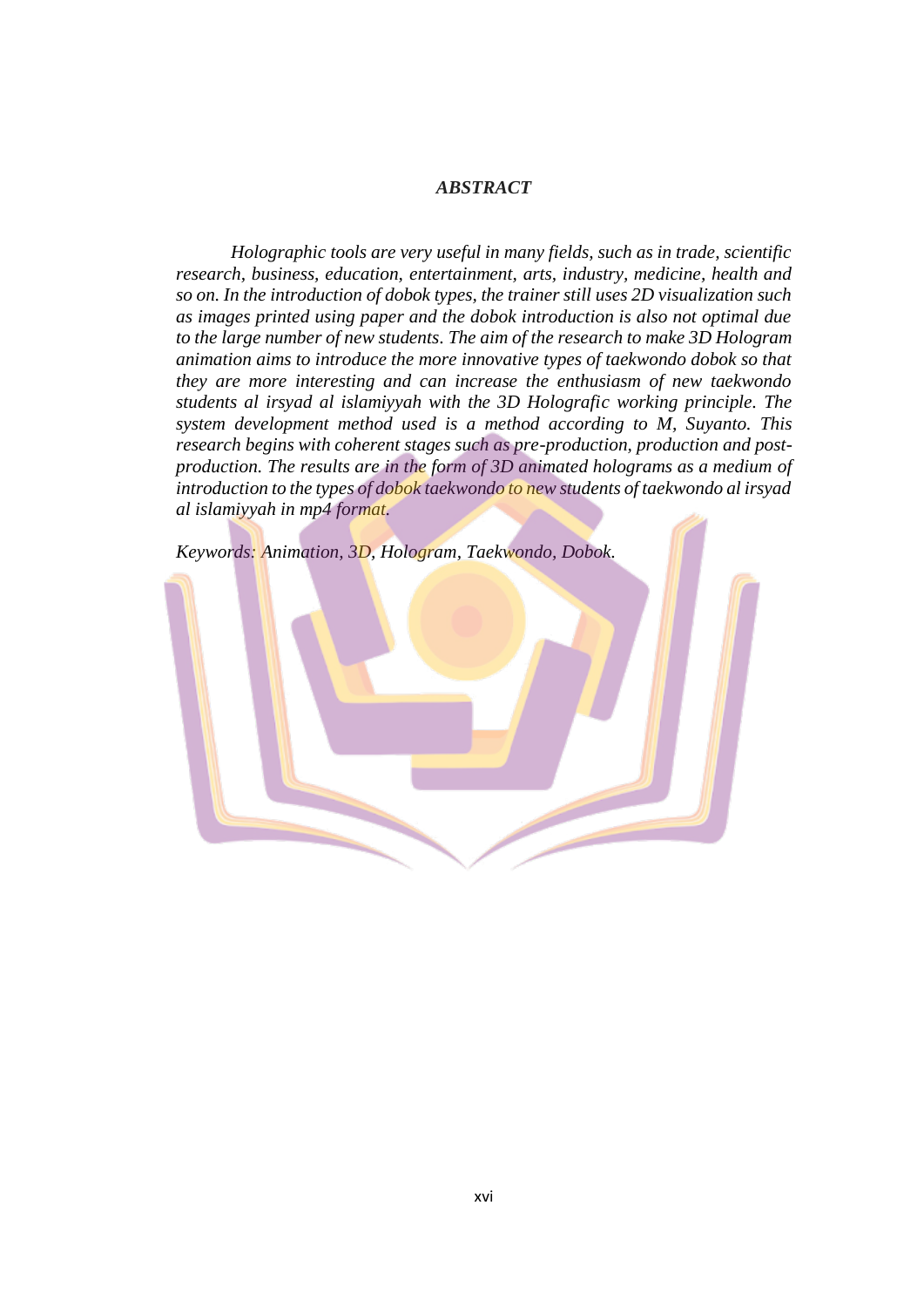### *ABSTRACT*

*Holographic tools are very useful in many fields, such as in trade, scientific research, business, education, entertainment, arts, industry, medicine, health and so on. In the introduction of dobok types, the trainer still uses 2D visualization such as images printed using paper and the dobok introduction is also not optimal due to the large number of new students. The aim of the research to make 3D Hologram animation aims to introduce the more innovative types of taekwondo dobok so that they are more interesting and can increase the enthusiasm of new taekwondo students al irsyad al islamiyyah with the 3D Holografic working principle. The system development method used is a method according to M, Suyanto. This research begins with coherent stages such as pre-production, production and post-production. The results are in the form of 3D animated holograms as a medium of introduction to the types of dobok taekwondo to new students of taekwondo al irsyad al islamiyyah in mp4 format.*

*Keywords: Animation, 3D, Hologram, Taekwondo, Dobok.*